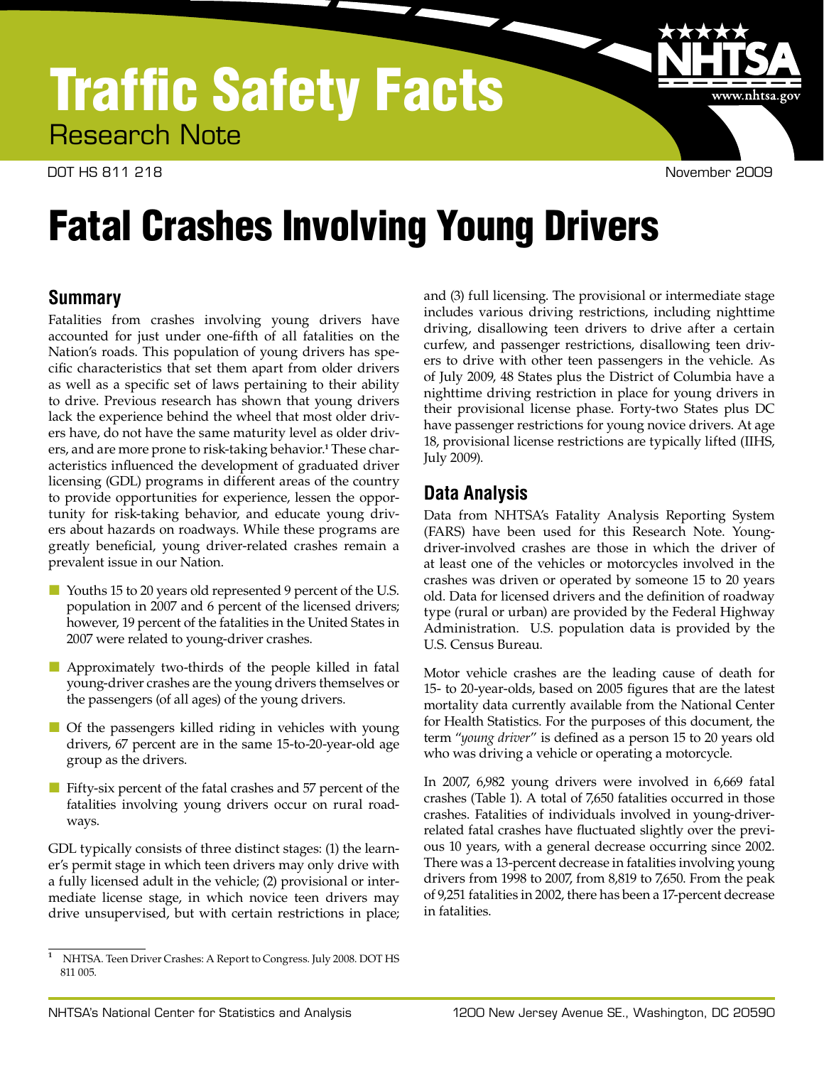# Traffic Safety Facts

Research Note

DOT HS 811 218 November 2009

# Fatal Crashes Involving Young Drivers

## Summary

Fatalities from crashes involving young drivers have accounted for just under one-fifth of all fatalities on the Nation's roads. This population of young drivers has specific characteristics that set them apart from older drivers as well as a specific set of laws pertaining to their ability to drive. Previous research has shown that young drivers lack the experience behind the wheel that most older drivers have, do not have the same maturity level as older drivers, and are more prone to risk-taking behavior.[1] These characteristics influenced the development of graduated driver licensing (GDL) programs in different areas of the country to provide opportunities for experience, lessen the opportunity for risk-taking behavior, and educate young drivers about hazards on roadways. While these programs are greatly beneficial, young driver-related crashes remain a prevalent issue in our Nation.

- Youths 15 to 20 years old represented 9 percent of the U.S. population in 2007 and 6 percent of the licensed drivers; however, 19 percent of the fatalities in the United States in 2007 were related to young-driver crashes.
- Approximately two-thirds of the people killed in fatal young-driver crashes are the young drivers themselves or the passengers (of all ages) of the young drivers.
- Of the passengers killed riding in vehicles with young drivers, 67 percent are in the same 15-to-20-year-old age group as the drivers.
- Fifty-six percent of the fatal crashes and 57 percent of the fatalities involving young drivers occur on rural roadways.

GDL typically consists of three distinct stages: (1) the learner's permit stage in which teen drivers may only drive with a fully licensed adult in the vehicle; (2) provisional or intermediate license stage, in which novice teen drivers may drive unsupervised, but with certain restrictions in place; and (3) full licensing. The provisional or intermediate stage includes various driving restrictions, including nighttime driving, disallowing teen drivers to drive after a certain curfew, and passenger restrictions, disallowing teen drivers to drive with other teen passengers in the vehicle. As of July 2009, 48 States plus the District of Columbia have a nighttime driving restriction in place for young drivers in their provisional license phase. Forty-two States plus DC have passenger restrictions for young novice drivers. At age 18, provisional license restrictions are typically lifted (IIHS, July 2009).

## Data Analysis

Data from NHTSA's Fatality Analysis Reporting System (FARS) have been used for this Research Note. Young-driver-involved crashes are those in which the driver of at least one of the vehicles or motorcycles involved in the crashes was driven or operated by someone 15 to 20 years old. Data for licensed drivers and the definition of roadway type (rural or urban) are provided by the Federal Highway Administration. U.S. population data is provided by the U.S. Census Bureau.

Motor vehicle crashes are the leading cause of death for 15- to 20-year-olds, based on 2005 figures that are the latest mortality data currently available from the National Center for Health Statistics. For the purposes of this document, the term "*young driver*" is defined as a person 15 to 20 years old who was driving a vehicle or operating a motorcycle.

In 2007, 6,982 young drivers were involved in 6,669 fatal crashes (Table 1). A total of 7,650 fatalities occurred in those crashes. Fatalities of individuals involved in young-driver-related fatal crashes have fluctuated slightly over the previous 10 years, with a general decrease occurring since 2002. There was a 13-percent decrease in fatalities involving young drivers from 1998 to 2007, from 8,819 to 7,650. From the peak of 9,251 fatalities in 2002, there has been a 17-percent decrease in fatalities.

[1] NHTSA. Teen Driver Crashes: A Report to Congress. July 2008. DOT HS 811 005.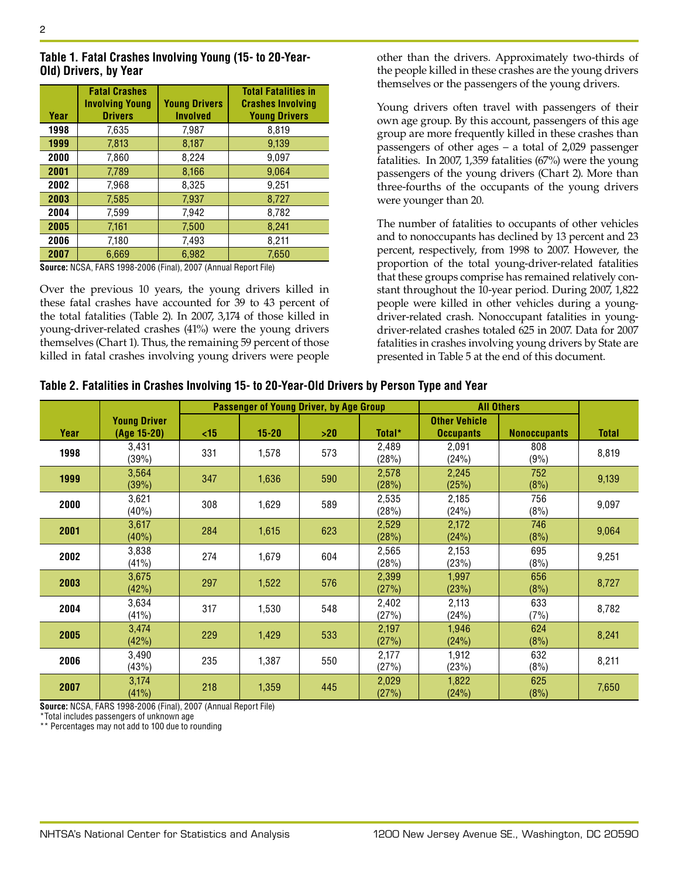**Table 1. Fatal Crashes Involving Young (15- to 20-Year-Old) Drivers, by Year**

| Year | Fatal Crashes Involving Young Drivers | Young Drivers Involved | Total Fatalities in Crashes Involving Young Drivers |
|---|---|---|---|
| 1998 | 7,635 | 7,987 | 8,819 |
| 1999 | 7,813 | 8,187 | 9,139 |
| 2000 | 7,860 | 8,224 | 9,097 |
| 2001 | 7,789 | 8,166 | 9,064 |
| 2002 | 7,968 | 8,325 | 9,251 |
| 2003 | 7,585 | 7,937 | 8,727 |
| 2004 | 7,599 | 7,942 | 8,782 |
| 2005 | 7,161 | 7,500 | 8,241 |
| 2006 | 7,180 | 7,493 | 8,211 |
| 2007 | 6,669 | 6,982 | 7,650 |

**Source:** NCSA, FARS 1998-2006 (Final), 2007 (Annual Report File)

Over the previous 10 years, the young drivers killed in these fatal crashes have accounted for 39 to 43 percent of the total fatalities (Table 2). In 2007, 3,174 of those killed in young-driver-related crashes (41%) were the young drivers themselves (Chart 1). Thus, the remaining 59 percent of those killed in fatal crashes involving young drivers were people other than the drivers. Approximately two-thirds of the people killed in these crashes are the young drivers themselves or the passengers of the young drivers.

Young drivers often travel with passengers of their own age group. By this account, passengers of this age group are more frequently killed in these crashes than passengers of other ages – a total of 2,029 passenger fatalities. In 2007, 1,359 fatalities (67%) were the young passengers of the young drivers (Chart 2). More than three-fourths of the occupants of the young drivers were younger than 20.

The number of fatalities to occupants of other vehicles and to nonoccupants has declined by 13 percent and 23 percent, respectively, from 1998 to 2007. However, the proportion of the total young-driver-related fatalities that these groups comprise has remained relatively constant throughout the 10-year period. During 2007, 1,822 people were killed in other vehicles during a young-driver-related crash. Nonoccupant fatalities in young-driver-related crashes totaled 625 in 2007. Data for 2007 fatalities in crashes involving young drivers by State are presented in Table 5 at the end of this document.

**Table 2. Fatalities in Crashes Involving 15- to 20-Year-Old Drivers by Person Type and Year**

| Year | Young Driver (Age 15-20) | Passenger of Young Driver, by Age Group | | | | All Others | | Total |
|---|---|---|---|---|---|---|---|---|
| | | <15 | 15-20 | >20 | Total* | Other Vehicle Occupants | Nonoccupants | |
| 1998 | 3,431 (39%) | 331 | 1,578 | 573 | 2,489 (28%) | 2,091 (24%) | 808 (9%) | 8,819 |
| 1999 | 3,564 (39%) | 347 | 1,636 | 590 | 2,578 (28%) | 2,245 (25%) | 752 (8%) | 9,139 |
| 2000 | 3,621 (40%) | 308 | 1,629 | 589 | 2,535 (28%) | 2,185 (24%) | 756 (8%) | 9,097 |
| 2001 | 3,617 (40%) | 284 | 1,615 | 623 | 2,529 (28%) | 2,172 (24%) | 746 (8%) | 9,064 |
| 2002 | 3,838 (41%) | 274 | 1,679 | 604 | 2,565 (28%) | 2,153 (23%) | 695 (8%) | 9,251 |
| 2003 | 3,675 (42%) | 297 | 1,522 | 576 | 2,399 (27%) | 1,997 (23%) | 656 (8%) | 8,727 |
| 2004 | 3,634 (41%) | 317 | 1,530 | 548 | 2,402 (27%) | 2,113 (24%) | 633 (7%) | 8,782 |
| 2005 | 3,474 (42%) | 229 | 1,429 | 533 | 2,197 (27%) | 1,946 (24%) | 624 (8%) | 8,241 |
| 2006 | 3,490 (43%) | 235 | 1,387 | 550 | 2,177 (27%) | 1,912 (23%) | 632 (8%) | 8,211 |
| 2007 | 3,174 (41%) | 218 | 1,359 | 445 | 2,029 (27%) | 1,822 (24%) | 625 (8%) | 7,650 |

**Source:** NCSA, FARS 1998-2006 (Final), 2007 (Annual Report File)

*Total includes passengers of unknown age

** Percentages may not add to 100 due to rounding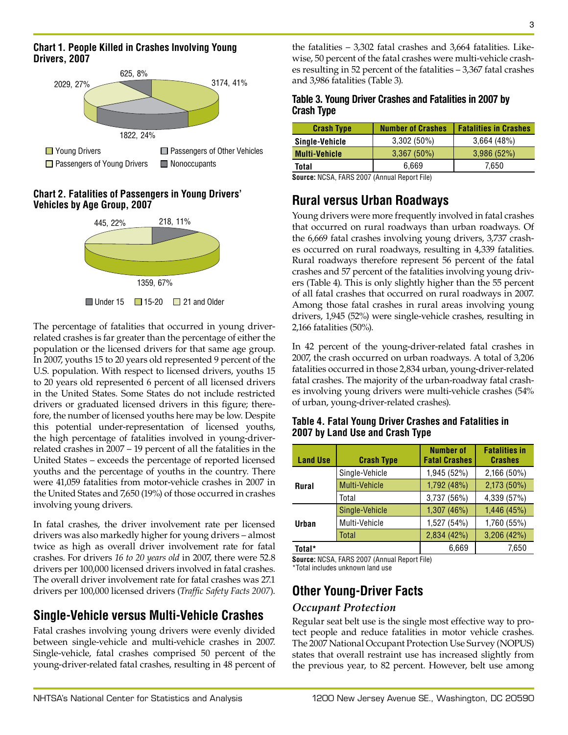**Chart 1. People Killed in Crashes Involving Young Drivers, 2007**

3174, 41% — Young Drivers
1822, 24% — Passengers of Young Drivers
2029, 27% — Passengers of Other Vehicles
625, 8% — Nonoccupants

**Chart 2. Fatalities of Passengers in Young Drivers' Vehicles by Age Group, 2007**

218, 11% — Under 15
1359, 67% — 15-20
445, 22% — 21 and Older

The percentage of fatalities that occurred in young driver-related crashes is far greater than the percentage of either the population or the licensed drivers for that same age group. In 2007, youths 15 to 20 years old represented 9 percent of the U.S. population. With respect to licensed drivers, youths 15 to 20 years old represented 6 percent of all licensed drivers in the United States. Some States do not include restricted drivers or graduated licensed drivers in this figure; therefore, the number of licensed youths here may be low. Despite this potential under-representation of licensed youths, the high percentage of fatalities involved in young-driver-related crashes in 2007 – 19 percent of all the fatalities in the United States – exceeds the percentage of reported licensed youths and the percentage of youths in the country. There were 41,059 fatalities from motor-vehicle crashes in 2007 in the United States and 7,650 (19%) of those occurred in crashes involving young drivers.

In fatal crashes, the driver involvement rate per licensed drivers was also markedly higher for young drivers – almost twice as high as overall driver involvement rate for fatal crashes. For drivers *16 to 20 years old* in 2007, there were 52.8 drivers per 100,000 licensed drivers involved in fatal crashes. The overall driver involvement rate for fatal crashes was 27.1 drivers per 100,000 licensed drivers (*Traffic Safety Facts 2007*).

## Single-Vehicle versus Multi-Vehicle Crashes

Fatal crashes involving young drivers were evenly divided between single-vehicle and multi-vehicle crashes in 2007. Single-vehicle, fatal crashes comprised 50 percent of the young-driver-related fatal crashes, resulting in 48 percent of the fatalities – 3,302 fatal crashes and 3,664 fatalities. Likewise, 50 percent of the fatal crashes were multi-vehicle crashes resulting in 52 percent of the fatalities – 3,367 fatal crashes and 3,986 fatalities (Table 3).

**Table 3. Young Driver Crashes and Fatalities in 2007 by Crash Type**

| Crash Type | Number of Crashes | Fatalities in Crashes |
|---|---|---|
| Single-Vehicle | 3,302 (50%) | 3,664 (48%) |
| Multi-Vehicle | 3,367 (50%) | 3,986 (52%) |
| Total | 6,669 | 7,650 |

**Source:** NCSA, FARS 2007 (Annual Report File)

## Rural versus Urban Roadways

Young drivers were more frequently involved in fatal crashes that occurred on rural roadways than urban roadways. Of the 6,669 fatal crashes involving young drivers, 3,737 crashes occurred on rural roadways, resulting in 4,339 fatalities. Rural roadways therefore represent 56 percent of the fatal crashes and 57 percent of the fatalities involving young drivers (Table 4). This is only slightly higher than the 55 percent of all fatal crashes that occurred on rural roadways in 2007. Among those fatal crashes in rural areas involving young drivers, 1,945 (52%) were single-vehicle crashes, resulting in 2,166 fatalities (50%).

In 42 percent of the young-driver-related fatal crashes in 2007, the crash occurred on urban roadways. A total of 3,206 fatalities occurred in those 2,834 urban, young-driver-related fatal crashes. The majority of the urban-roadway fatal crashes involving young drivers were multi-vehicle crashes (54% of urban, young-driver-related crashes).

**Table 4. Fatal Young Driver Crashes and Fatalities in 2007 by Land Use and Crash Type**

| Land Use | Crash Type | Number of Fatal Crashes | Fatalities in Crashes |
|---|---|---|---|
| Rural | Single-Vehicle | 1,945 (52%) | 2,166 (50%) |
| | Multi-Vehicle | 1,792 (48%) | 2,173 (50%) |
| | Total | 3,737 (56%) | 4,339 (57%) |
| Urban | Single-Vehicle | 1,307 (46%) | 1,446 (45%) |
| | Multi-Vehicle | 1,527 (54%) | 1,760 (55%) |
| | Total | 2,834 (42%) | 3,206 (42%) |
| Total* | | 6,669 | 7,650 |

**Source:** NCSA, FARS 2007 (Annual Report File)
*Total includes unknown land use

## Other Young-Driver Facts

### *Occupant Protection*

Regular seat belt use is the single most effective way to protect people and reduce fatalities in motor vehicle crashes. The 2007 National Occupant Protection Use Survey (NOPUS) states that overall restraint use has increased slightly from the previous year, to 82 percent. However, belt use among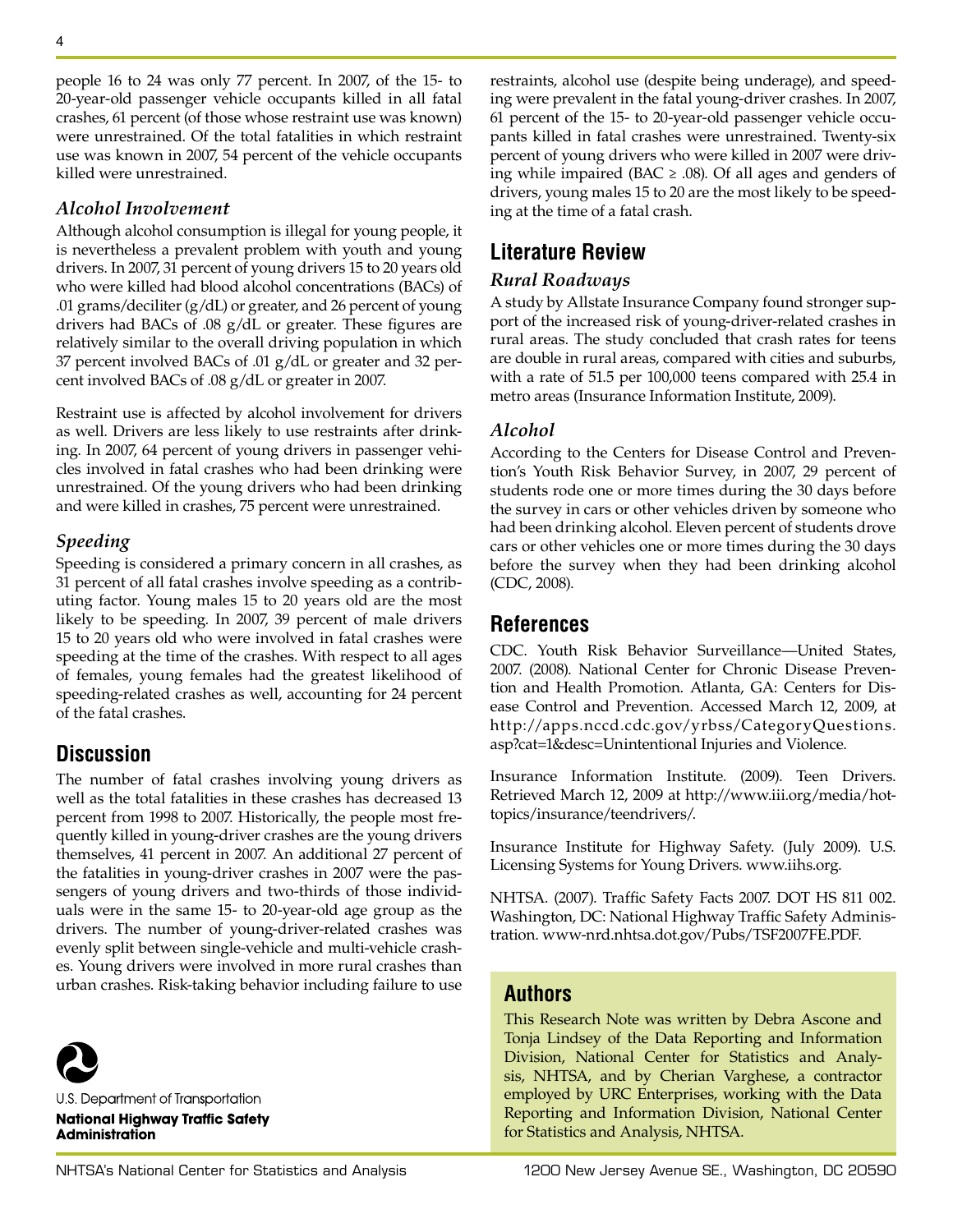people 16 to 24 was only 77 percent. In 2007, of the 15- to 20-year-old passenger vehicle occupants killed in all fatal crashes, 61 percent (of those whose restraint use was known) were unrestrained. Of the total fatalities in which restraint use was known in 2007, 54 percent of the vehicle occupants killed were unrestrained.

### *Alcohol Involvement*

Although alcohol consumption is illegal for young people, it is nevertheless a prevalent problem with youth and young drivers. In 2007, 31 percent of young drivers 15 to 20 years old who were killed had blood alcohol concentrations (BACs) of .01 grams/deciliter (g/dL) or greater, and 26 percent of young drivers had BACs of .08 g/dL or greater. These figures are relatively similar to the overall driving population in which 37 percent involved BACs of .01 g/dL or greater and 32 percent involved BACs of .08 g/dL or greater in 2007.

Restraint use is affected by alcohol involvement for drivers as well. Drivers are less likely to use restraints after drinking. In 2007, 64 percent of young drivers in passenger vehicles involved in fatal crashes who had been drinking were unrestrained. Of the young drivers who had been drinking and were killed in crashes, 75 percent were unrestrained.

### *Speeding*

Speeding is considered a primary concern in all crashes, as 31 percent of all fatal crashes involve speeding as a contributing factor. Young males 15 to 20 years old are the most likely to be speeding. In 2007, 39 percent of male drivers 15 to 20 years old who were involved in fatal crashes were speeding at the time of the crashes. With respect to all ages of females, young females had the greatest likelihood of speeding-related crashes as well, accounting for 24 percent of the fatal crashes.

## Discussion

The number of fatal crashes involving young drivers as well as the total fatalities in these crashes has decreased 13 percent from 1998 to 2007. Historically, the people most frequently killed in young-driver crashes are the young drivers themselves, 41 percent in 2007. An additional 27 percent of the fatalities in young-driver crashes in 2007 were the passengers of young drivers and two-thirds of those individuals were in the same 15- to 20-year-old age group as the drivers. The number of young-driver-related crashes was evenly split between single-vehicle and multi-vehicle crashes. Young drivers were involved in more rural crashes than urban crashes. Risk-taking behavior including failure to use restraints, alcohol use (despite being underage), and speeding were prevalent in the fatal young-driver crashes. In 2007, 61 percent of the 15- to 20-year-old passenger vehicle occupants killed in fatal crashes were unrestrained. Twenty-six percent of young drivers who were killed in 2007 were driving while impaired (BAC ≥ .08). Of all ages and genders of drivers, young males 15 to 20 are the most likely to be speeding at the time of a fatal crash.

## Literature Review

### *Rural Roadways*

A study by Allstate Insurance Company found stronger support of the increased risk of young-driver-related crashes in rural areas. The study concluded that crash rates for teens are double in rural areas, compared with cities and suburbs, with a rate of 51.5 per 100,000 teens compared with 25.4 in metro areas (Insurance Information Institute, 2009).

### *Alcohol*

According to the Centers for Disease Control and Prevention's Youth Risk Behavior Survey, in 2007, 29 percent of students rode one or more times during the 30 days before the survey in cars or other vehicles driven by someone who had been drinking alcohol. Eleven percent of students drove cars or other vehicles one or more times during the 30 days before the survey when they had been drinking alcohol (CDC, 2008).

## References

CDC. Youth Risk Behavior Surveillance—United States, 2007. (2008). National Center for Chronic Disease Prevention and Health Promotion. Atlanta, GA: Centers for Disease Control and Prevention. Accessed March 12, 2009, at http://apps.nccd.cdc.gov/yrbss/CategoryQuestions.asp?cat=1&desc=Unintentional Injuries and Violence.

Insurance Information Institute. (2009). Teen Drivers. Retrieved March 12, 2009 at http://www.iii.org/media/hottopics/insurance/teendrivers/.

Insurance Institute for Highway Safety. (July 2009). U.S. Licensing Systems for Young Drivers. www.iihs.org.

NHTSA. (2007). Traffic Safety Facts 2007. DOT HS 811 002. Washington, DC: National Highway Traffic Safety Administration. www-nrd.nhtsa.dot.gov/Pubs/TSF2007FE.PDF.

## Authors

This Research Note was written by Debra Ascone and Tonja Lindsey of the Data Reporting and Information Division, National Center for Statistics and Analysis, NHTSA, and by Cherian Varghese, a contractor employed by URC Enterprises, working with the Data Reporting and Information Division, National Center for Statistics and Analysis, NHTSA.

U.S. Department of Transportation

**National Highway Traffic Safety Administration**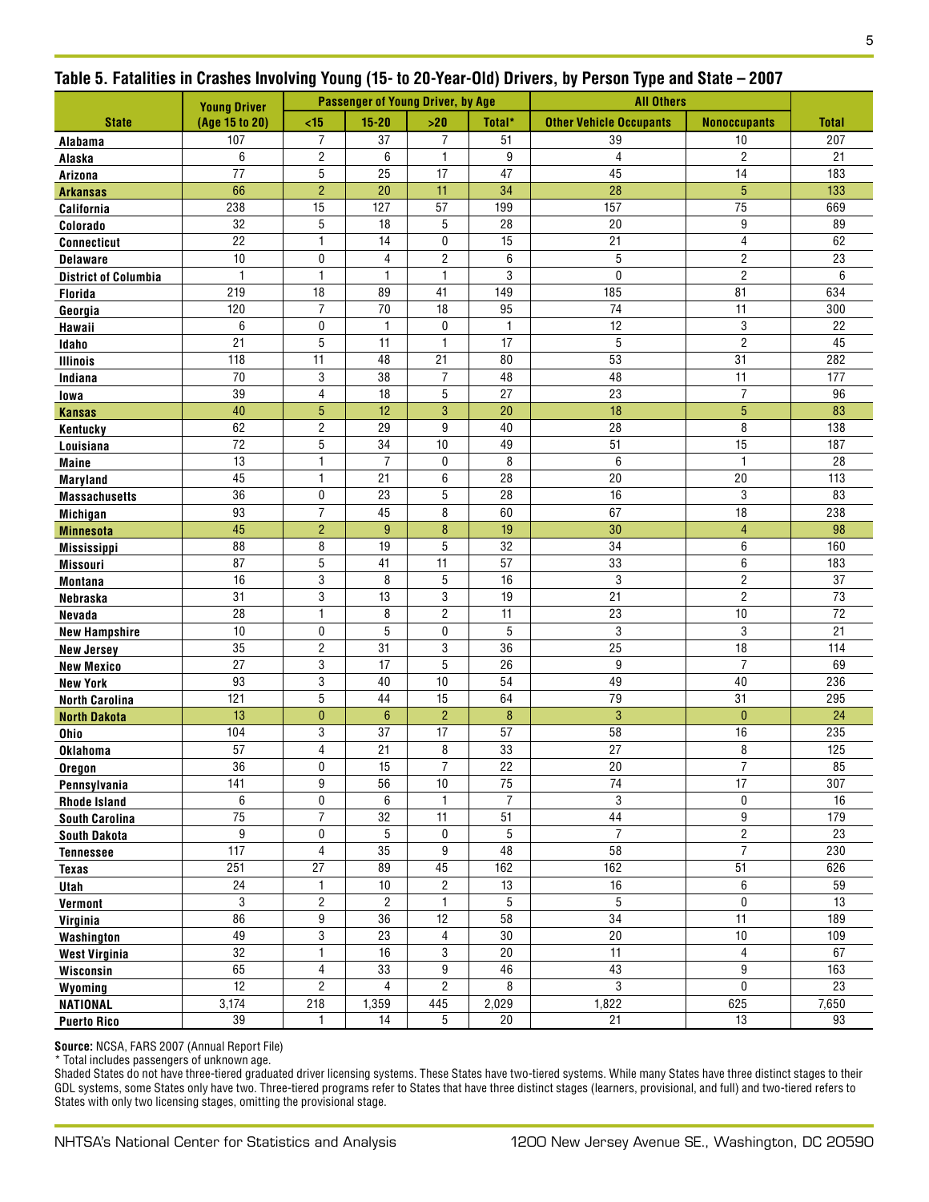## Table 5. Fatalities in Crashes Involving Young (15- to 20-Year-Old) Drivers, by Person Type and State – 2007

| State | Young Driver (Age 15 to 20) | Passenger of Young Driver, by Age | | | | All Others | | Total |
|---|---|---|---|---|---|---|---|---|
| | | <15 | 15-20 | >20 | Total* | Other Vehicle Occupants | Nonoccupants | |
| Alabama | 107 | 7 | 37 | 7 | 51 | 39 | 10 | 207 |
| Alaska | 6 | 2 | 6 | 1 | 9 | 4 | 2 | 21 |
| Arizona | 77 | 5 | 25 | 17 | 47 | 45 | 14 | 183 |
| Arkansas | 66 | 2 | 20 | 11 | 34 | 28 | 5 | 133 |
| California | 238 | 15 | 127 | 57 | 199 | 157 | 75 | 669 |
| Colorado | 32 | 5 | 18 | 5 | 28 | 20 | 9 | 89 |
| Connecticut | 22 | 1 | 14 | 0 | 15 | 21 | 4 | 62 |
| Delaware | 10 | 0 | 4 | 2 | 6 | 5 | 2 | 23 |
| District of Columbia | 1 | 1 | 1 | 1 | 3 | 0 | 2 | 6 |
| Florida | 219 | 18 | 89 | 41 | 149 | 185 | 81 | 634 |
| Georgia | 120 | 7 | 70 | 18 | 95 | 74 | 11 | 300 |
| Hawaii | 6 | 0 | 1 | 0 | 1 | 12 | 3 | 22 |
| Idaho | 21 | 5 | 11 | 1 | 17 | 5 | 2 | 45 |
| Illinois | 118 | 11 | 48 | 21 | 80 | 53 | 31 | 282 |
| Indiana | 70 | 3 | 38 | 7 | 48 | 48 | 11 | 177 |
| Iowa | 39 | 4 | 18 | 5 | 27 | 23 | 7 | 96 |
| Kansas | 40 | 5 | 12 | 3 | 20 | 18 | 5 | 83 |
| Kentucky | 62 | 2 | 29 | 9 | 40 | 28 | 8 | 138 |
| Louisiana | 72 | 5 | 34 | 10 | 49 | 51 | 15 | 187 |
| Maine | 13 | 1 | 7 | 0 | 8 | 6 | 1 | 28 |
| Maryland | 45 | 1 | 21 | 6 | 28 | 20 | 20 | 113 |
| Massachusetts | 36 | 0 | 23 | 5 | 28 | 16 | 3 | 83 |
| Michigan | 93 | 7 | 45 | 8 | 60 | 67 | 18 | 238 |
| Minnesota | 45 | 2 | 9 | 8 | 19 | 30 | 4 | 98 |
| Mississippi | 88 | 8 | 19 | 5 | 32 | 34 | 6 | 160 |
| Missouri | 87 | 5 | 41 | 11 | 57 | 33 | 6 | 183 |
| Montana | 16 | 3 | 8 | 5 | 16 | 3 | 2 | 37 |
| Nebraska | 31 | 3 | 13 | 3 | 19 | 21 | 2 | 73 |
| Nevada | 28 | 1 | 8 | 2 | 11 | 23 | 10 | 72 |
| New Hampshire | 10 | 0 | 5 | 0 | 5 | 3 | 3 | 21 |
| New Jersey | 35 | 2 | 31 | 3 | 36 | 25 | 18 | 114 |
| New Mexico | 27 | 3 | 17 | 5 | 26 | 9 | 7 | 69 |
| New York | 93 | 3 | 40 | 10 | 54 | 49 | 40 | 236 |
| North Carolina | 121 | 5 | 44 | 15 | 64 | 79 | 31 | 295 |
| North Dakota | 13 | 0 | 6 | 2 | 8 | 3 | 0 | 24 |
| Ohio | 104 | 3 | 37 | 17 | 57 | 58 | 16 | 235 |
| Oklahoma | 57 | 4 | 21 | 8 | 33 | 27 | 8 | 125 |
| Oregon | 36 | 0 | 15 | 7 | 22 | 20 | 7 | 85 |
| Pennsylvania | 141 | 9 | 56 | 10 | 75 | 74 | 17 | 307 |
| Rhode Island | 6 | 0 | 6 | 1 | 7 | 3 | 0 | 16 |
| South Carolina | 75 | 7 | 32 | 11 | 51 | 44 | 9 | 179 |
| South Dakota | 9 | 0 | 5 | 0 | 5 | 7 | 2 | 23 |
| Tennessee | 117 | 4 | 35 | 9 | 48 | 58 | 7 | 230 |
| Texas | 251 | 27 | 89 | 45 | 162 | 162 | 51 | 626 |
| Utah | 24 | 1 | 10 | 2 | 13 | 16 | 6 | 59 |
| Vermont | 3 | 2 | 2 | 1 | 5 | 5 | 0 | 13 |
| Virginia | 86 | 9 | 36 | 12 | 58 | 34 | 11 | 189 |
| Washington | 49 | 3 | 23 | 4 | 30 | 20 | 10 | 109 |
| West Virginia | 32 | 1 | 16 | 3 | 20 | 11 | 4 | 67 |
| Wisconsin | 65 | 4 | 33 | 9 | 46 | 43 | 9 | 163 |
| Wyoming | 12 | 2 | 4 | 2 | 8 | 3 | 0 | 23 |
| NATIONAL | 3,174 | 218 | 1,359 | 445 | 2,029 | 1,822 | 625 | 7,650 |
| Puerto Rico | 39 | 1 | 14 | 5 | 20 | 21 | 13 | 93 |

**Source:** NCSA, FARS 2007 (Annual Report File)

\* Total includes passengers of unknown age.

Shaded States do not have three-tiered graduated driver licensing systems. These States have two-tiered systems. While many States have three distinct stages to their GDL systems, some States only have two. Three-tiered programs refer to States that have three distinct stages (learners, provisional, and full) and two-tiered refers to States with only two licensing stages, omitting the provisional stage.

NHTSA's National Center for Statistics and Analysis 1200 New Jersey Avenue SE., Washington, DC 20590